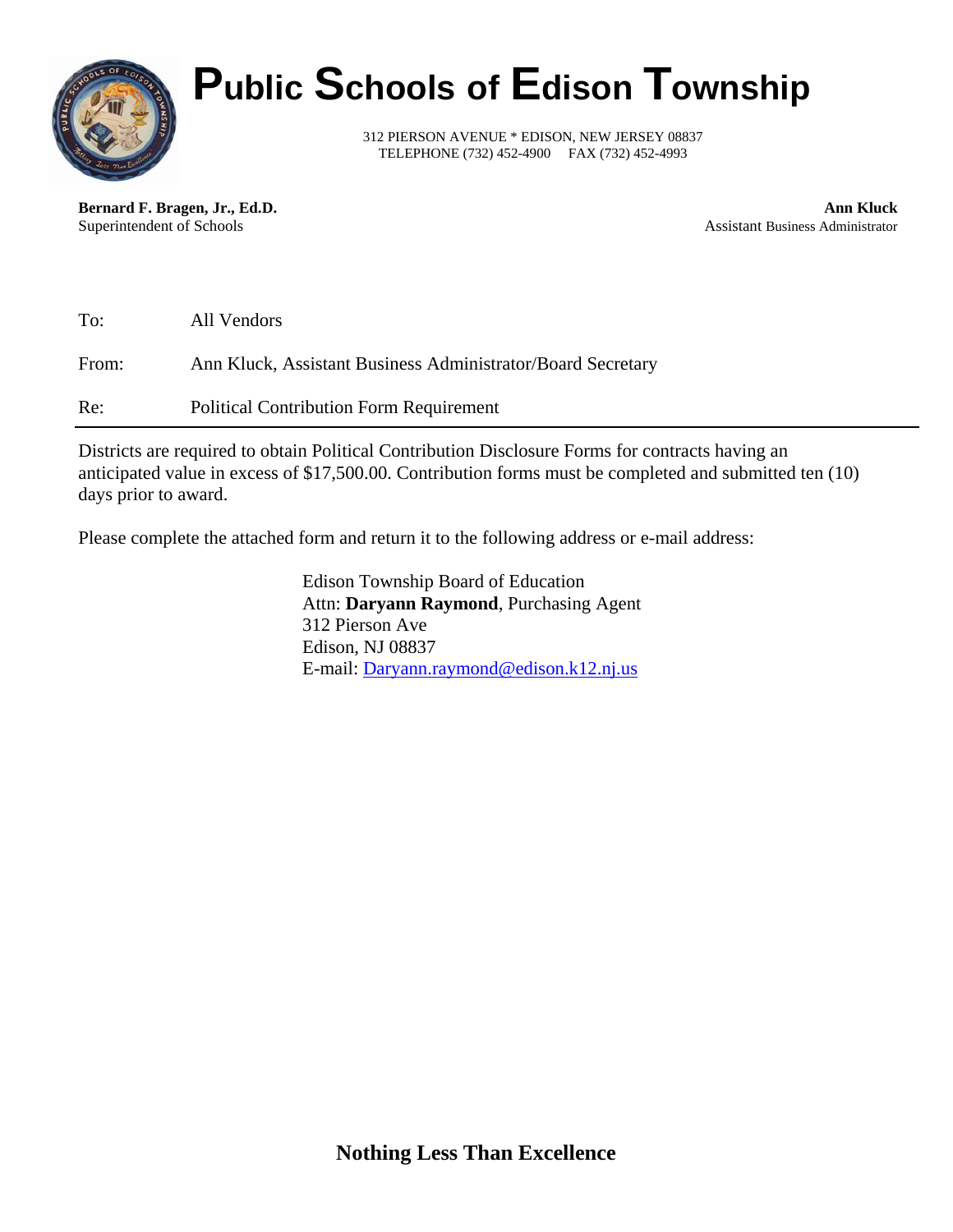# Public Schools of Edison Township

312 PIERSON AVENUE * EDISON, NEW JERSEY 08837
TELEPHONE (732) 452-4900 FAX (732) 452-4993

**Bernard F. Bragen, Jr., Ed.D.**
Superintendent of Schools

**Ann Kluck**
Assistant Business Administrator

To: All Vendors

From: Ann Kluck, Assistant Business Administrator/Board Secretary

Re: Political Contribution Form Requirement

---

Districts are required to obtain Political Contribution Disclosure Forms for contracts having an anticipated value in excess of $17,500.00. Contribution forms must be completed and submitted ten (10) days prior to award.

Please complete the attached form and return it to the following address or e-mail address:

Edison Township Board of Education
Attn: **Daryann Raymond**, Purchasing Agent
312 Pierson Ave
Edison, NJ 08837
E-mail: Daryann.raymond@edison.k12.nj.us

**Nothing Less Than Excellence**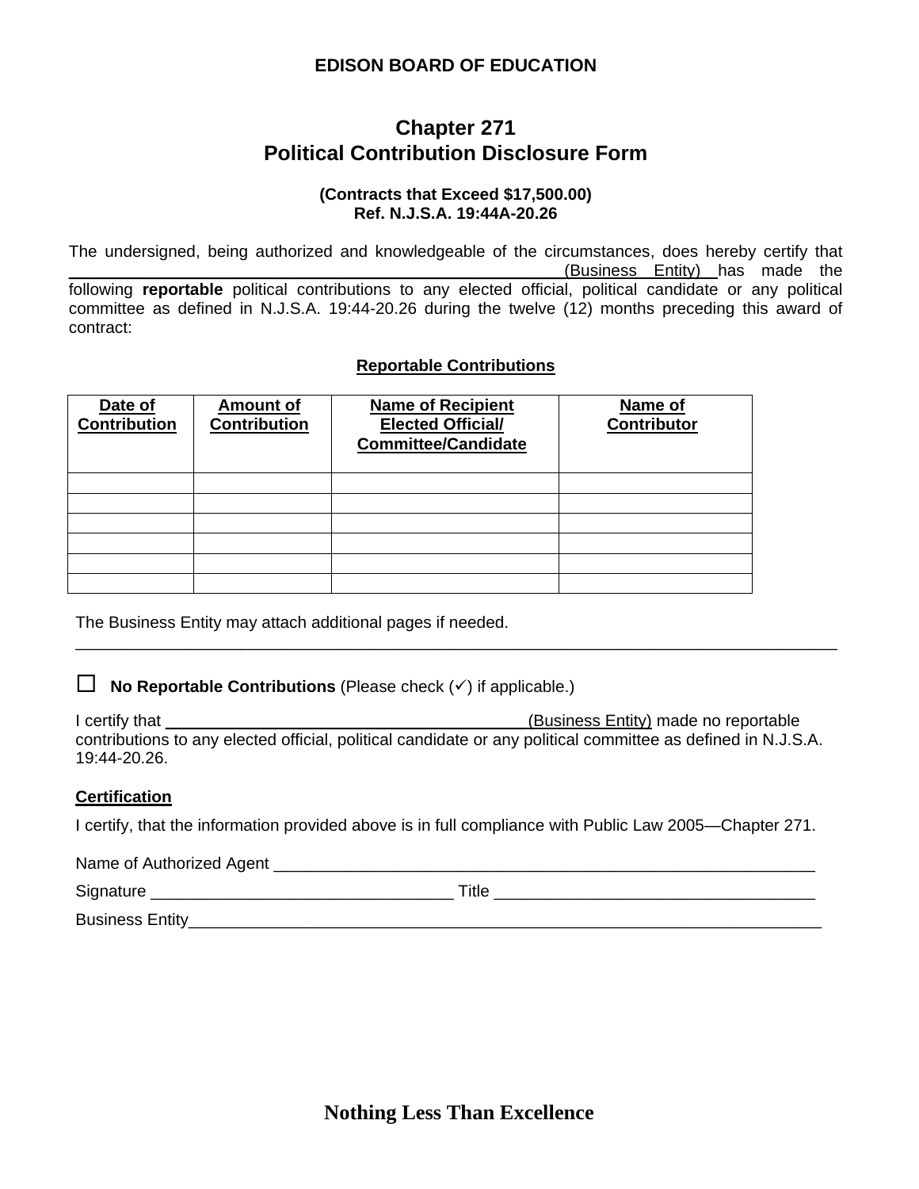**EDISON BOARD OF EDUCATION**

# Chapter 271
# Political Contribution Disclosure Form

**(Contracts that Exceed $17,500.00)**
**Ref. N.J.S.A. 19:44A-20.26**

The undersigned, being authorized and knowledgeable of the circumstances, does hereby certify that ______________________________________________________ (Business Entity) has made the following **reportable** political contributions to any elected official, political candidate or any political committee as defined in N.J.S.A. 19:44-20.26 during the twelve (12) months preceding this award of contract:

**Reportable Contributions**

| Date of Contribution | Amount of Contribution | Name of Recipient Elected Official/ Committee/Candidate | Name of Contributor |
|---|---|---|---|
| | | | |
| | | | |
| | | | |
| | | | |
| | | | |
| | | | |

The Business Entity may attach additional pages if needed.

---

☐ **No Reportable Contributions** (Please check (✓) if applicable.)

I certify that ________________________________________ (Business Entity) made no reportable contributions to any elected official, political candidate or any political committee as defined in N.J.S.A. 19:44-20.26.

**Certification**

I certify, that the information provided above is in full compliance with Public Law 2005—Chapter 271.

Name of Authorized Agent ______________________________________________________________

Signature _________________________________ Title ___________________________________

Business Entity_________________________________________________________________________

**Nothing Less Than Excellence**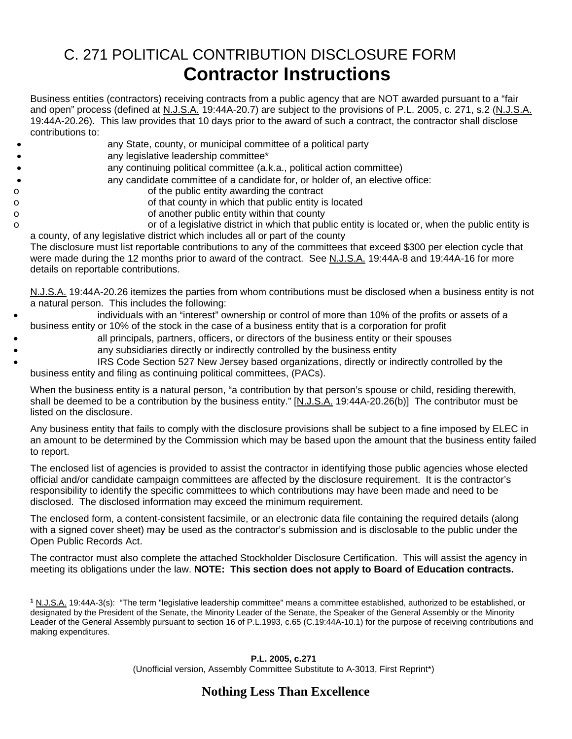# C. 271 POLITICAL CONTRIBUTION DISCLOSURE FORM

## Contractor Instructions

Business entities (contractors) receiving contracts from a public agency that are NOT awarded pursuant to a "fair and open" process (defined at N.J.S.A. 19:44A-20.7) are subject to the provisions of P.L. 2005, c. 271, s.2 (N.J.S.A. 19:44A-20.26). This law provides that 10 days prior to the award of such a contract, the contractor shall disclose contributions to:

- any State, county, or municipal committee of a political party
- any legislative leadership committee*
- any continuing political committee (a.k.a., political action committee)
- any candidate committee of a candidate for, or holder of, an elective office:
  - of the public entity awarding the contract
  - of that county in which that public entity is located
  - of another public entity within that county
  - or of a legislative district in which that public entity is located or, when the public entity is a county, of any legislative district which includes all or part of the county

The disclosure must list reportable contributions to any of the committees that exceed $300 per election cycle that were made during the 12 months prior to award of the contract. See N.J.S.A. 19:44A-8 and 19:44A-16 for more details on reportable contributions.

N.J.S.A. 19:44A-20.26 itemizes the parties from whom contributions must be disclosed when a business entity is not a natural person. This includes the following:

- individuals with an "interest" ownership or control of more than 10% of the profits or assets of a business entity or 10% of the stock in the case of a business entity that is a corporation for profit
- all principals, partners, officers, or directors of the business entity or their spouses
- any subsidiaries directly or indirectly controlled by the business entity
- IRS Code Section 527 New Jersey based organizations, directly or indirectly controlled by the business entity and filing as continuing political committees, (PACs).

When the business entity is a natural person, "a contribution by that person's spouse or child, residing therewith, shall be deemed to be a contribution by the business entity." [N.J.S.A. 19:44A-20.26(b)] The contributor must be listed on the disclosure.

Any business entity that fails to comply with the disclosure provisions shall be subject to a fine imposed by ELEC in an amount to be determined by the Commission which may be based upon the amount that the business entity failed to report.

The enclosed list of agencies is provided to assist the contractor in identifying those public agencies whose elected official and/or candidate campaign committees are affected by the disclosure requirement. It is the contractor's responsibility to identify the specific committees to which contributions may have been made and need to be disclosed. The disclosed information may exceed the minimum requirement.

The enclosed form, a content-consistent facsimile, or an electronic data file containing the required details (along with a signed cover sheet) may be used as the contractor's submission and is disclosable to the public under the Open Public Records Act.

The contractor must also complete the attached Stockholder Disclosure Certification. This will assist the agency in meeting its obligations under the law. **NOTE: This section does not apply to Board of Education contracts.**

[1] N.J.S.A. 19:44A-3(s): "The term "legislative leadership committee" means a committee established, authorized to be established, or designated by the President of the Senate, the Minority Leader of the Senate, the Speaker of the General Assembly or the Minority Leader of the General Assembly pursuant to section 16 of P.L.1993, c.65 (C.19:44A-10.1) for the purpose of receiving contributions and making expenditures.

**P.L. 2005, c.271**
(Unofficial version, Assembly Committee Substitute to A-3013, First Reprint*)

**Nothing Less Than Excellence**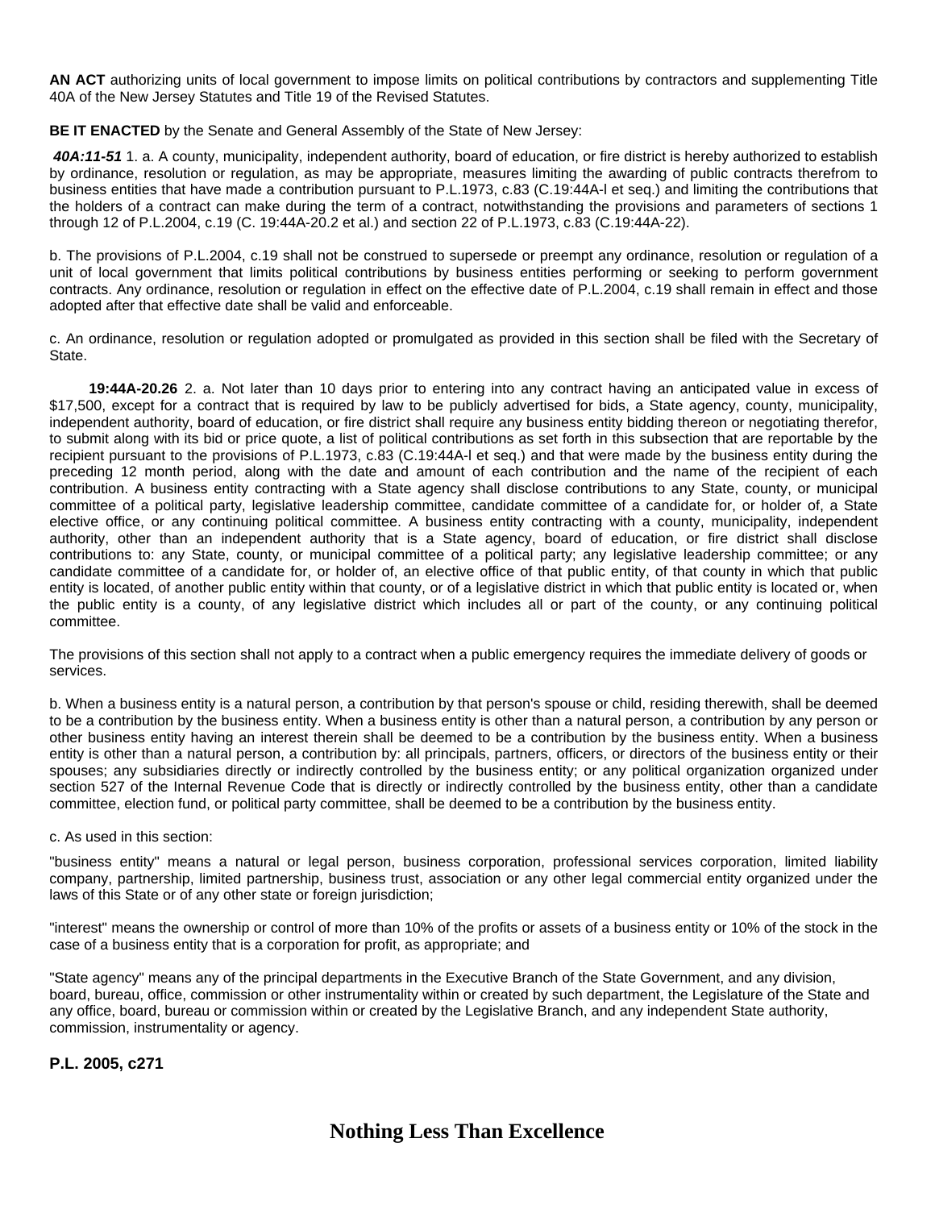**AN ACT** authorizing units of local government to impose limits on political contributions by contractors and supplementing Title 40A of the New Jersey Statutes and Title 19 of the Revised Statutes.

**BE IT ENACTED** by the Senate and General Assembly of the State of New Jersey:

***40A:11-51*** 1. a. A county, municipality, independent authority, board of education, or fire district is hereby authorized to establish by ordinance, resolution or regulation, as may be appropriate, measures limiting the awarding of public contracts therefrom to business entities that have made a contribution pursuant to P.L.1973, c.83 (C.19:44A-l et seq.) and limiting the contributions that the holders of a contract can make during the term of a contract, notwithstanding the provisions and parameters of sections 1 through 12 of P.L.2004, c.19 (C. 19:44A-20.2 et al.) and section 22 of P.L.1973, c.83 (C.19:44A-22).

b. The provisions of P.L.2004, c.19 shall not be construed to supersede or preempt any ordinance, resolution or regulation of a unit of local government that limits political contributions by business entities performing or seeking to perform government contracts. Any ordinance, resolution or regulation in effect on the effective date of P.L.2004, c.19 shall remain in effect and those adopted after that effective date shall be valid and enforceable.

c. An ordinance, resolution or regulation adopted or promulgated as provided in this section shall be filed with the Secretary of State.

**19:44A-20.26** 2. a. Not later than 10 days prior to entering into any contract having an anticipated value in excess of $17,500, except for a contract that is required by law to be publicly advertised for bids, a State agency, county, municipality, independent authority, board of education, or fire district shall require any business entity bidding thereon or negotiating therefor, to submit along with its bid or price quote, a list of political contributions as set forth in this subsection that are reportable by the recipient pursuant to the provisions of P.L.1973, c.83 (C.19:44A-l et seq.) and that were made by the business entity during the preceding 12 month period, along with the date and amount of each contribution and the name of the recipient of each contribution. A business entity contracting with a State agency shall disclose contributions to any State, county, or municipal committee of a political party, legislative leadership committee, candidate committee of a candidate for, or holder of, a State elective office, or any continuing political committee. A business entity contracting with a county, municipality, independent authority, other than an independent authority that is a State agency, board of education, or fire district shall disclose contributions to: any State, county, or municipal committee of a political party; any legislative leadership committee; or any candidate committee of a candidate for, or holder of, an elective office of that public entity, of that county in which that public entity is located, of another public entity within that county, or of a legislative district in which that public entity is located or, when the public entity is a county, of any legislative district which includes all or part of the county, or any continuing political committee.

The provisions of this section shall not apply to a contract when a public emergency requires the immediate delivery of goods or services.

b. When a business entity is a natural person, a contribution by that person's spouse or child, residing therewith, shall be deemed to be a contribution by the business entity. When a business entity is other than a natural person, a contribution by any person or other business entity having an interest therein shall be deemed to be a contribution by the business entity. When a business entity is other than a natural person, a contribution by: all principals, partners, officers, or directors of the business entity or their spouses; any subsidiaries directly or indirectly controlled by the business entity; or any political organization organized under section 527 of the Internal Revenue Code that is directly or indirectly controlled by the business entity, other than a candidate committee, election fund, or political party committee, shall be deemed to be a contribution by the business entity.

c. As used in this section:

"business entity" means a natural or legal person, business corporation, professional services corporation, limited liability company, partnership, limited partnership, business trust, association or any other legal commercial entity organized under the laws of this State or of any other state or foreign jurisdiction;

"interest" means the ownership or control of more than 10% of the profits or assets of a business entity or 10% of the stock in the case of a business entity that is a corporation for profit, as appropriate; and

"State agency" means any of the principal departments in the Executive Branch of the State Government, and any division, board, bureau, office, commission or other instrumentality within or created by such department, the Legislature of the State and any office, board, bureau or commission within or created by the Legislative Branch, and any independent State authority, commission, instrumentality or agency.

**P.L. 2005, c271**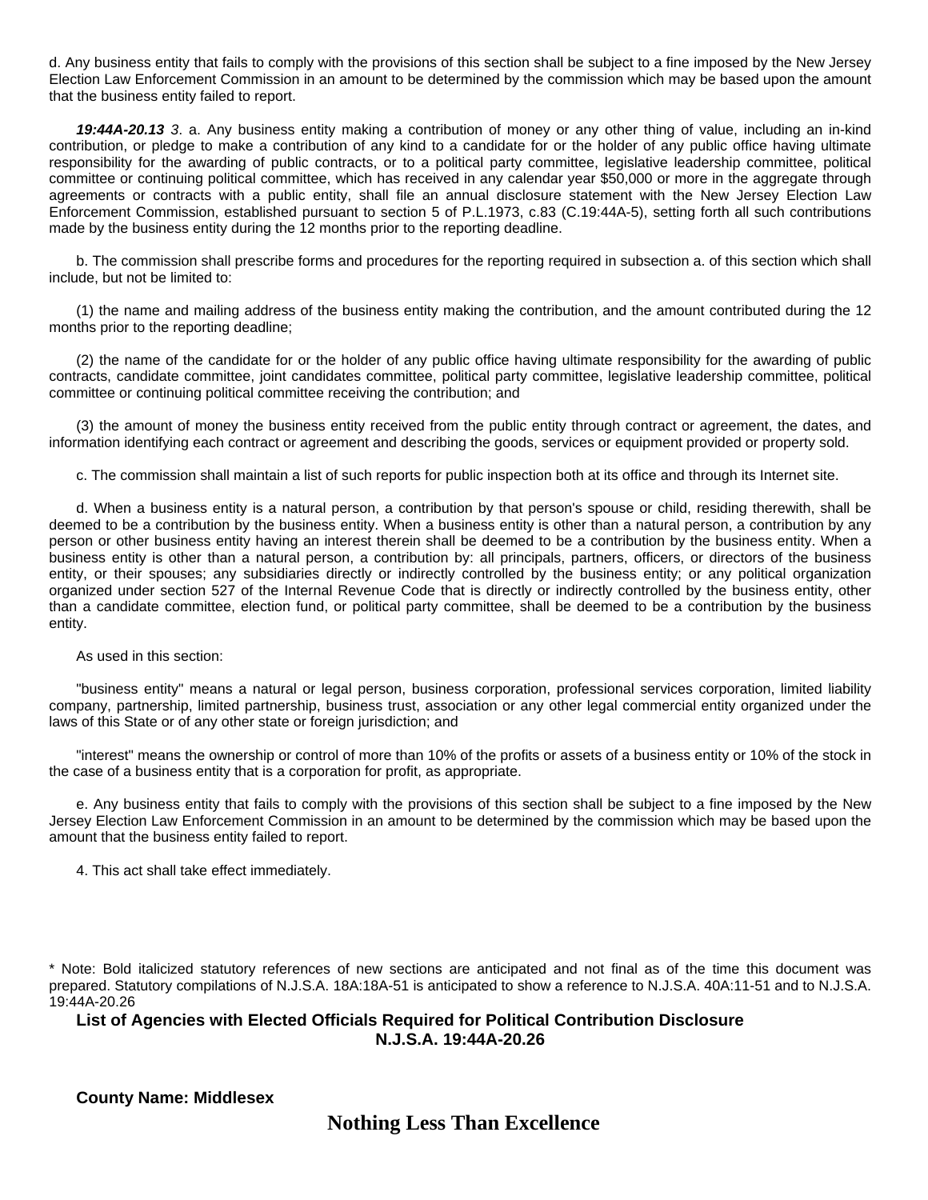d. Any business entity that fails to comply with the provisions of this section shall be subject to a fine imposed by the New Jersey Election Law Enforcement Commission in an amount to be determined by the commission which may be based upon the amount that the business entity failed to report.

***19:44A-20.13*** *3*. a. Any business entity making a contribution of money or any other thing of value, including an in-kind contribution, or pledge to make a contribution of any kind to a candidate for or the holder of any public office having ultimate responsibility for the awarding of public contracts, or to a political party committee, legislative leadership committee, political committee or continuing political committee, which has received in any calendar year $50,000 or more in the aggregate through agreements or contracts with a public entity, shall file an annual disclosure statement with the New Jersey Election Law Enforcement Commission, established pursuant to section 5 of P.L.1973, c.83 (C.19:44A-5), setting forth all such contributions made by the business entity during the 12 months prior to the reporting deadline.

b. The commission shall prescribe forms and procedures for the reporting required in subsection a. of this section which shall include, but not be limited to:

(1) the name and mailing address of the business entity making the contribution, and the amount contributed during the 12 months prior to the reporting deadline;

(2) the name of the candidate for or the holder of any public office having ultimate responsibility for the awarding of public contracts, candidate committee, joint candidates committee, political party committee, legislative leadership committee, political committee or continuing political committee receiving the contribution; and

(3) the amount of money the business entity received from the public entity through contract or agreement, the dates, and information identifying each contract or agreement and describing the goods, services or equipment provided or property sold.

c. The commission shall maintain a list of such reports for public inspection both at its office and through its Internet site.

d. When a business entity is a natural person, a contribution by that person's spouse or child, residing therewith, shall be deemed to be a contribution by the business entity. When a business entity is other than a natural person, a contribution by any person or other business entity having an interest therein shall be deemed to be a contribution by the business entity. When a business entity is other than a natural person, a contribution by: all principals, partners, officers, or directors of the business entity, or their spouses; any subsidiaries directly or indirectly controlled by the business entity; or any political organization organized under section 527 of the Internal Revenue Code that is directly or indirectly controlled by the business entity, other than a candidate committee, election fund, or political party committee, shall be deemed to be a contribution by the business entity.

As used in this section:

"business entity" means a natural or legal person, business corporation, professional services corporation, limited liability company, partnership, limited partnership, business trust, association or any other legal commercial entity organized under the laws of this State or of any other state or foreign jurisdiction; and

"interest" means the ownership or control of more than 10% of the profits or assets of a business entity or 10% of the stock in the case of a business entity that is a corporation for profit, as appropriate.

e. Any business entity that fails to comply with the provisions of this section shall be subject to a fine imposed by the New Jersey Election Law Enforcement Commission in an amount to be determined by the commission which may be based upon the amount that the business entity failed to report.

4. This act shall take effect immediately.

\* Note: Bold italicized statutory references of new sections are anticipated and not final as of the time this document was prepared. Statutory compilations of N.J.S.A. 18A:18A-51 is anticipated to show a reference to N.J.S.A. 40A:11-51 and to N.J.S.A. 19:44A-20.26

## List of Agencies with Elected Officials Required for Political Contribution Disclosure N.J.S.A. 19:44A-20.26

**County Name: Middlesex**

**Nothing Less Than Excellence**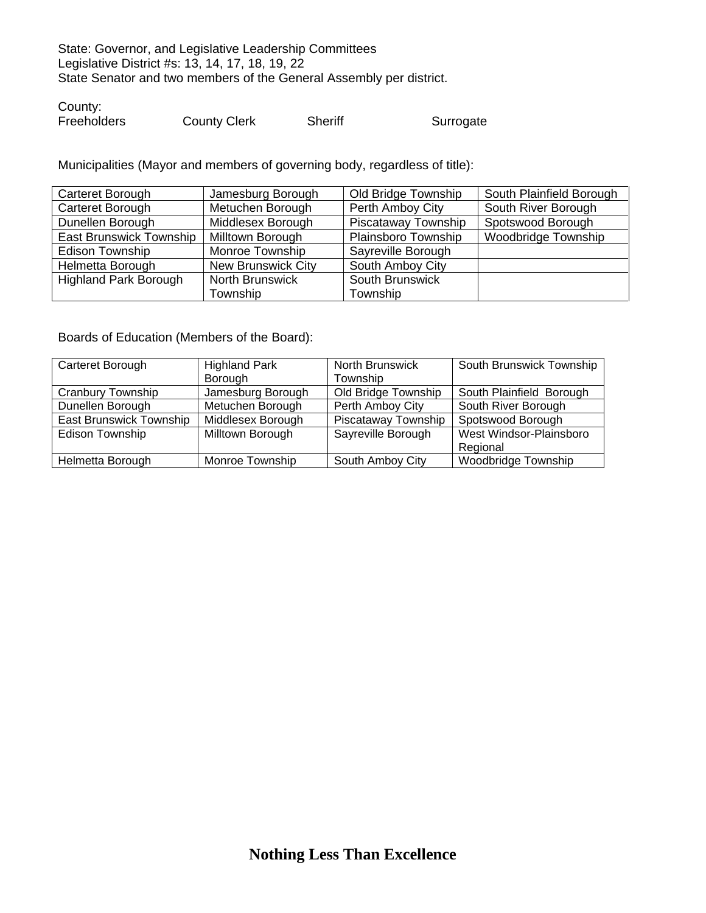State: Governor, and Legislative Leadership Committees
Legislative District #s: 13, 14, 17, 18, 19, 22
State Senator and two members of the General Assembly per district.

County:
Freeholders County Clerk Sheriff Surrogate

Municipalities (Mayor and members of governing body, regardless of title):

| | | | |
|---|---|---|---|
| Carteret Borough | Jamesburg Borough | Old Bridge Township | South Plainfield Borough |
| Carteret Borough | Metuchen Borough | Perth Amboy City | South River Borough |
| Dunellen Borough | Middlesex Borough | Piscataway Township | Spotswood Borough |
| East Brunswick Township | Milltown Borough | Plainsboro Township | Woodbridge Township |
| Edison Township | Monroe Township | Sayreville Borough | |
| Helmetta Borough | New Brunswick City | South Amboy City | |
| Highland Park Borough | North Brunswick Township | South Brunswick Township | |

Boards of Education (Members of the Board):

| | | | |
|---|---|---|---|
| Carteret Borough | Highland Park Borough | North Brunswick Township | South Brunswick Township |
| Cranbury Township | Jamesburg Borough | Old Bridge Township | South Plainfield Borough |
| Dunellen Borough | Metuchen Borough | Perth Amboy City | South River Borough |
| East Brunswick Township | Middlesex Borough | Piscataway Township | Spotswood Borough |
| Edison Township | Milltown Borough | Sayreville Borough | West Windsor-Plainsboro Regional |
| Helmetta Borough | Monroe Township | South Amboy City | Woodbridge Township |

**Nothing Less Than Excellence**